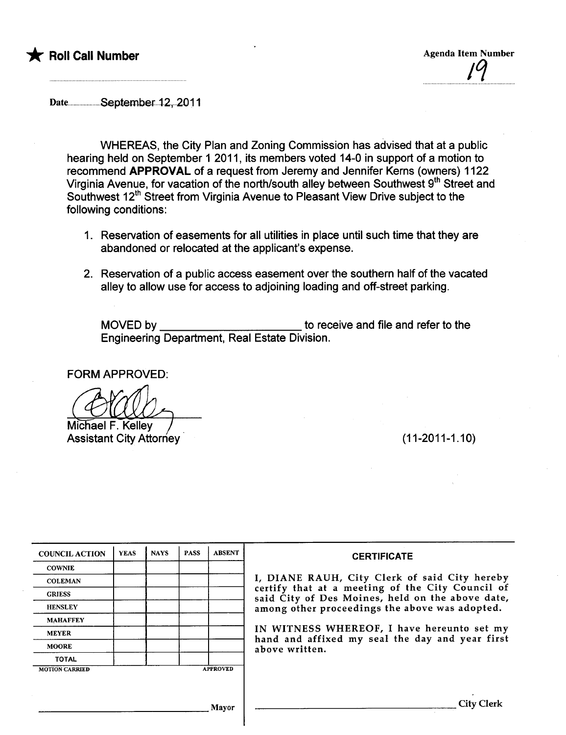★ **Roll Call Number**

Agenda Item Number

19

Date September 12, 2011

WHEREAS, the City Plan and Zoning Commission has advised that at a public hearing held on September 1 2011, its members voted 14-0 in support of a motion to recommend **APPROVAL** of a request from Jeremy and Jennifer Kerns (owners) 1122 Virginia Avenue, for vacation of the north/south alley between Southwest 9th Street and Southwest 12th Street from Virginia Avenue to Pleasant View Drive subject to the following conditions:

1. Reservation of easements for all utilities in place until such time that they are abandoned or relocated at the applicant's expense.
2. Reservation of a public access easement over the southern half of the vacated alley to allow use for access to adjoining loading and off-street parking.

MOVED by ______________________ to receive and file and refer to the Engineering Department, Real Estate Division.

FORM APPROVED:

Michael F. Kelley
Assistant City Attorney

(11-2011-1.10)

| COUNCIL ACTION | YEAS | NAYS | PASS | ABSENT |
|---|---|---|---|---|
| COWNIE | | | | |
| COLEMAN | | | | |
| GRIESS | | | | |
| HENSLEY | | | | |
| MAHAFFEY | | | | |
| MEYER | | | | |
| MOORE | | | | |
| TOTAL | | | | |
| MOTION CARRIED | | | | APPROVED |

______________________ Mayor

**CERTIFICATE**

I, DIANE RAUH, City Clerk of said City hereby certify that at a meeting of the City Council of said City of Des Moines, held on the above date, among other proceedings the above was adopted.

IN WITNESS WHEREOF, I have hereunto set my hand and affixed my seal the day and year first above written.

______________________ City Clerk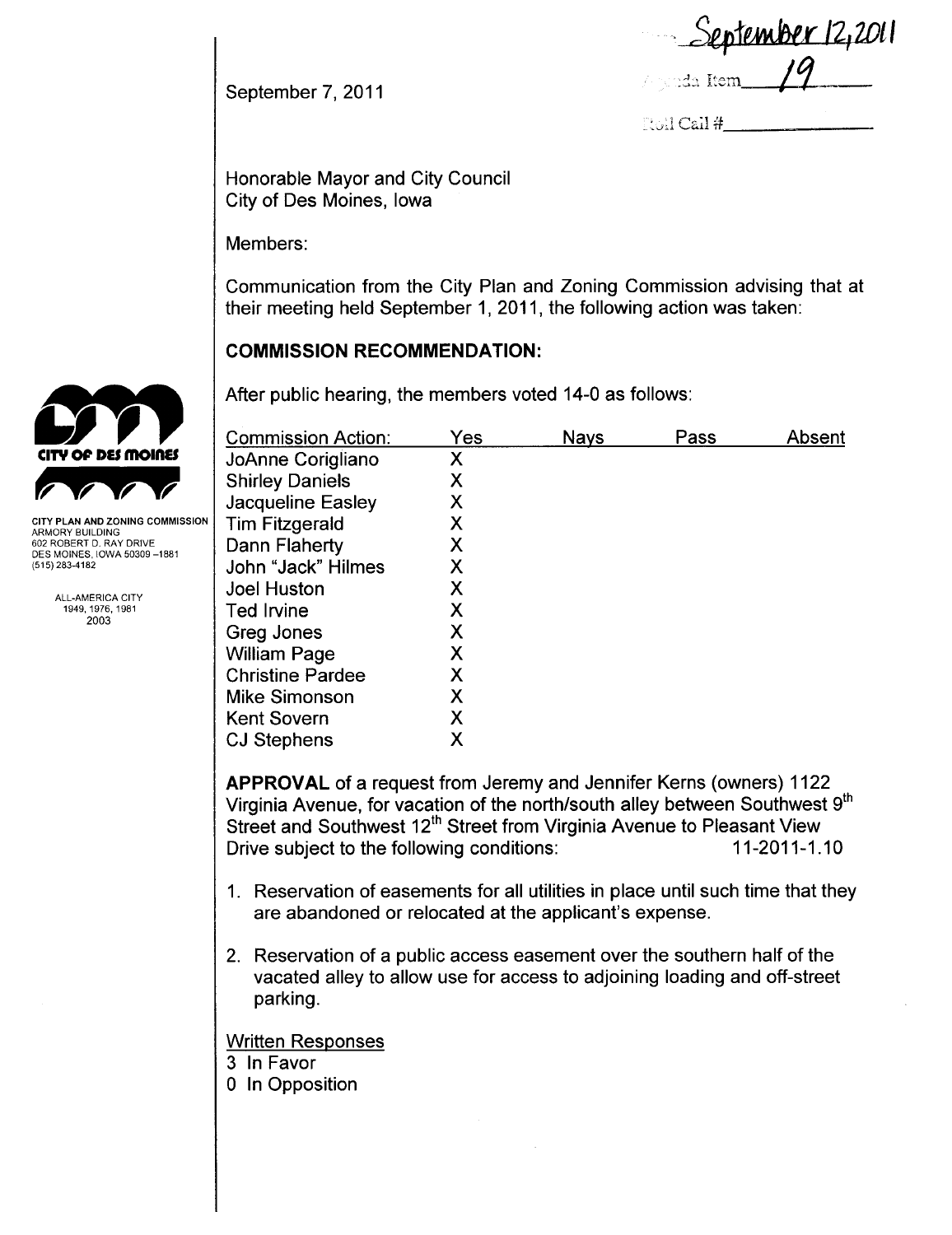September 12, 2011

Agenda Item 19

Roll Call #\_\_\_\_\_\_\_\_\_\_

September 7, 2011

CITY OF DES MOINES

CITY PLAN AND ZONING COMMISSION
ARMORY BUILDING
602 ROBERT D. RAY DRIVE
DES MOINES, IOWA 50309-1881
(515) 283-4182

ALL-AMERICA CITY
1949, 1976, 1981
2003

Honorable Mayor and City Council
City of Des Moines, Iowa

Members:

Communication from the City Plan and Zoning Commission advising that at their meeting held September 1, 2011, the following action was taken:

**COMMISSION RECOMMENDATION:**

After public hearing, the members voted 14-0 as follows:

| Commission Action: | Yes | Nays | Pass | Absent |
|---|---|---|---|---|
| JoAnne Corigliano | X | | | |
| Shirley Daniels | X | | | |
| Jacqueline Easley | X | | | |
| Tim Fitzgerald | X | | | |
| Dann Flaherty | X | | | |
| John "Jack" Hilmes | X | | | |
| Joel Huston | X | | | |
| Ted Irvine | X | | | |
| Greg Jones | X | | | |
| William Page | X | | | |
| Christine Pardee | X | | | |
| Mike Simonson | X | | | |
| Kent Sovern | X | | | |
| CJ Stephens | X | | | |

**APPROVAL** of a request from Jeremy and Jennifer Kerns (owners) 1122 Virginia Avenue, for vacation of the north/south alley between Southwest 9th Street and Southwest 12th Street from Virginia Avenue to Pleasant View Drive subject to the following conditions: 11-2011-1.10

1. Reservation of easements for all utilities in place until such time that they are abandoned or relocated at the applicant's expense.

2. Reservation of a public access easement over the southern half of the vacated alley to allow use for access to adjoining loading and off-street parking.

Written Responses
3 In Favor
0 In Opposition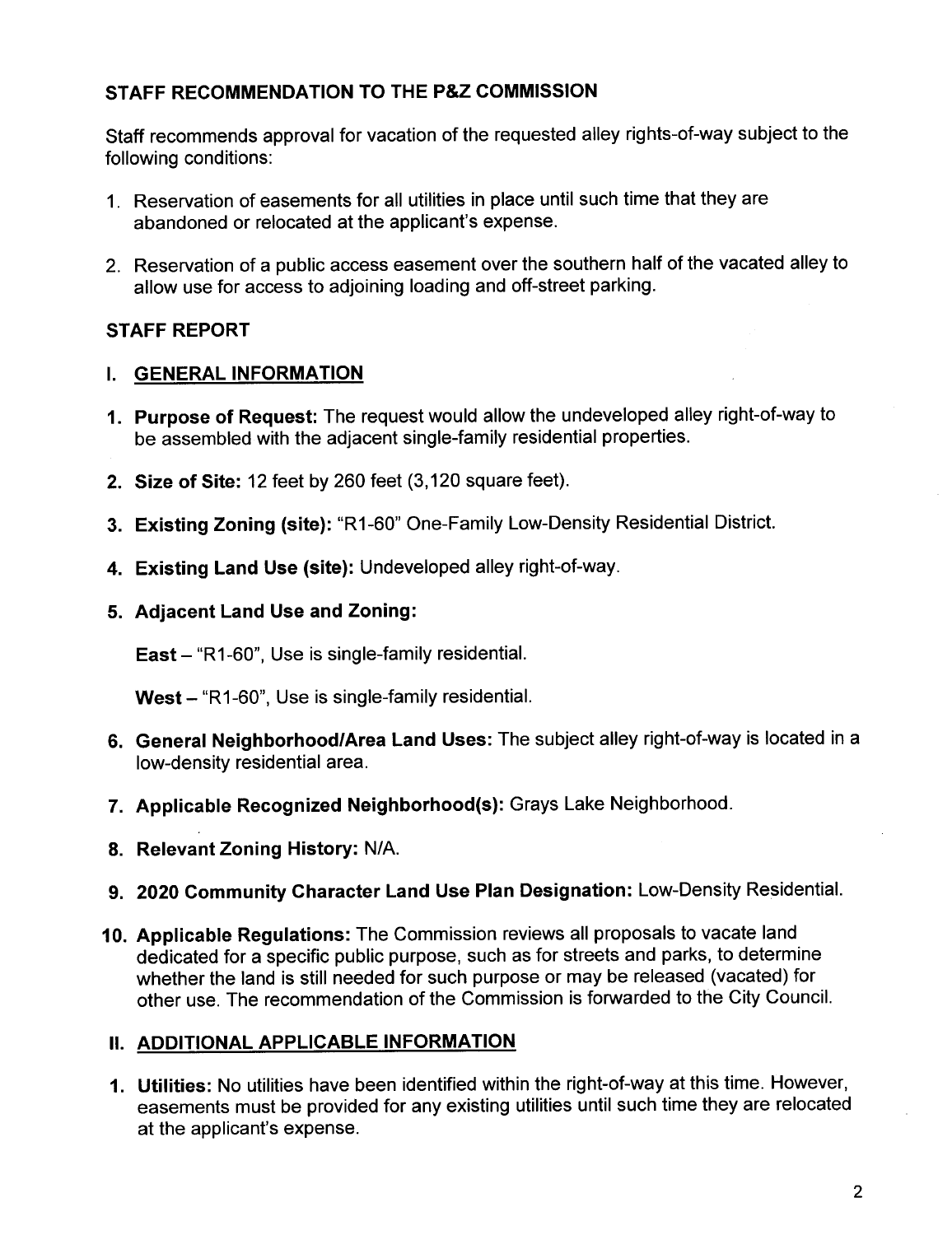## STAFF RECOMMENDATION TO THE P&Z COMMISSION

Staff recommends approval for vacation of the requested alley rights-of-way subject to the following conditions:

1. Reservation of easements for all utilities in place until such time that they are abandoned or relocated at the applicant's expense.

2. Reservation of a public access easement over the southern half of the vacated alley to allow use for access to adjoining loading and off-street parking.

## STAFF REPORT

### I. GENERAL INFORMATION

1. **Purpose of Request:** The request would allow the undeveloped alley right-of-way to be assembled with the adjacent single-family residential properties.

2. **Size of Site:** 12 feet by 260 feet (3,120 square feet).

3. **Existing Zoning (site):** "R1-60" One-Family Low-Density Residential District.

4. **Existing Land Use (site):** Undeveloped alley right-of-way.

5. **Adjacent Land Use and Zoning:**

   **East** – "R1-60", Use is single-family residential.

   **West** – "R1-60", Use is single-family residential.

6. **General Neighborhood/Area Land Uses:** The subject alley right-of-way is located in a low-density residential area.

7. **Applicable Recognized Neighborhood(s):** Grays Lake Neighborhood.

8. **Relevant Zoning History:** N/A.

9. **2020 Community Character Land Use Plan Designation:** Low-Density Residential.

10. **Applicable Regulations:** The Commission reviews all proposals to vacate land dedicated for a specific public purpose, such as for streets and parks, to determine whether the land is still needed for such purpose or may be released (vacated) for other use. The recommendation of the Commission is forwarded to the City Council.

### II. ADDITIONAL APPLICABLE INFORMATION

1. **Utilities:** No utilities have been identified within the right-of-way at this time. However, easements must be provided for any existing utilities until such time they are relocated at the applicant's expense.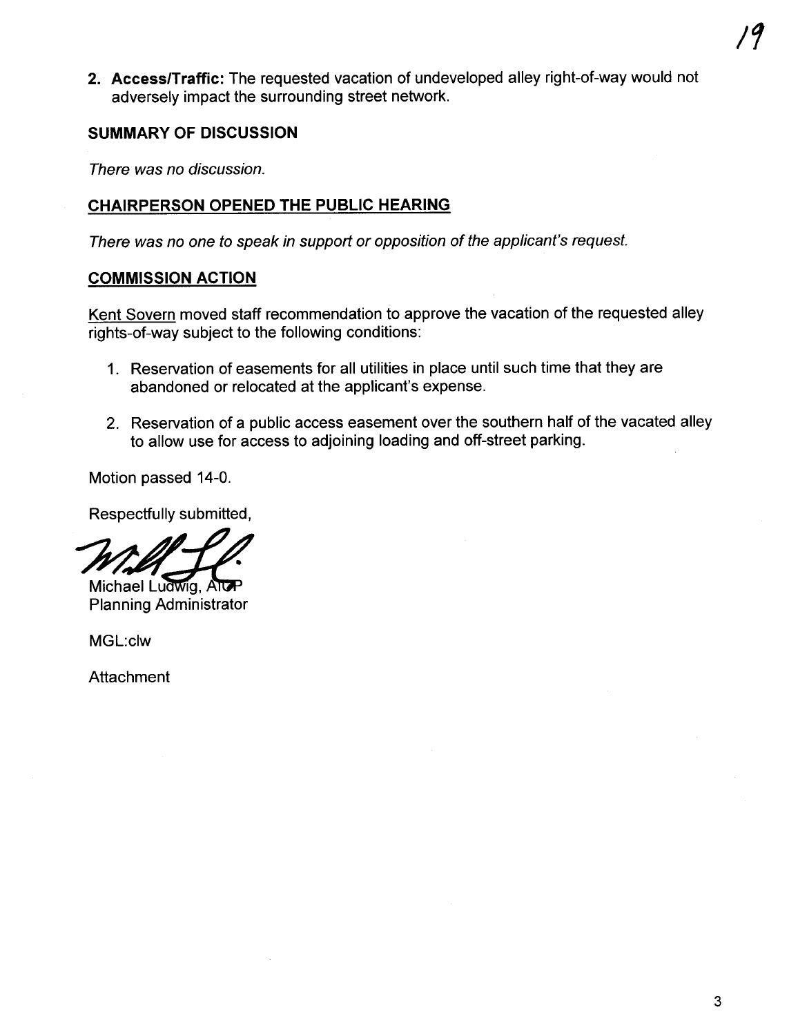2. **Access/Traffic:** The requested vacation of undeveloped alley right-of-way would not adversely impact the surrounding street network.

### SUMMARY OF DISCUSSION

*There was no discussion.*

### CHAIRPERSON OPENED THE PUBLIC HEARING

*There was no one to speak in support or opposition of the applicant's request.*

### COMMISSION ACTION

Kent Sovern moved staff recommendation to approve the vacation of the requested alley rights-of-way subject to the following conditions:

1. Reservation of easements for all utilities in place until such time that they are abandoned or relocated at the applicant's expense.
2. Reservation of a public access easement over the southern half of the vacated alley to allow use for access to adjoining loading and off-street parking.

Motion passed 14-0.

Respectfully submitted,

Michael Ludwig, AICP
Planning Administrator

MGL:clw

Attachment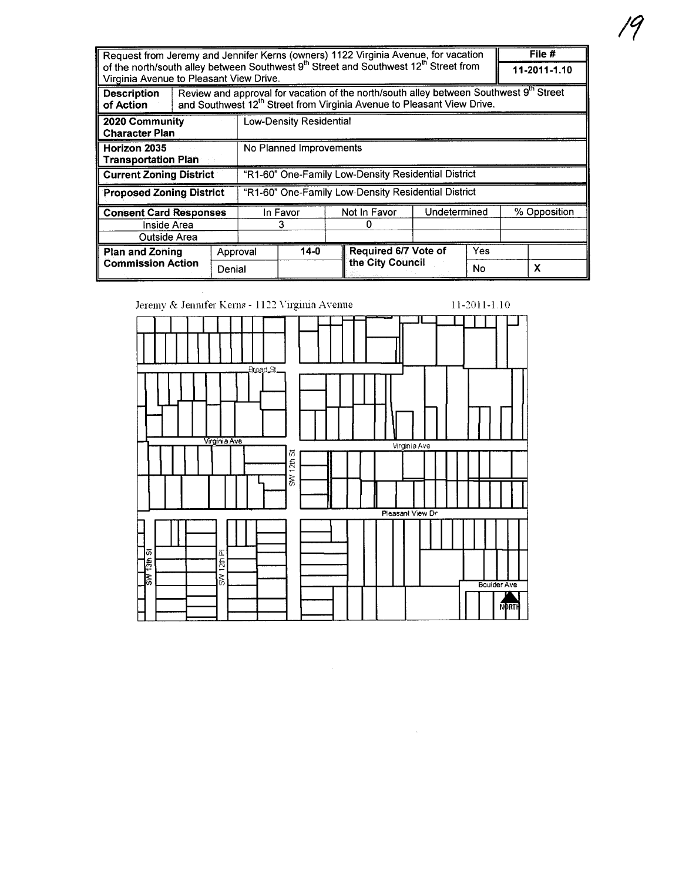| Request from Jeremy and Jennifer Kerns (owners) 1122 Virginia Avenue, for vacation of the north/south alley between Southwest 9th Street and Southwest 12th Street from Virginia Avenue to Pleasant View Drive. | | | | | | | File # 11-2011-1.10 |
|---|---|---|---|---|---|---|---|
| **Description of Action** | Review and approval for vacation of the north/south alley between Southwest 9th Street and Southwest 12th Street from Virginia Avenue to Pleasant View Drive. | | | | | | |
| **2020 Community Character Plan** | Low-Density Residential | | | | | | |
| **Horizon 2035 Transportation Plan** | No Planned Improvements | | | | | | |
| **Current Zoning District** | "R1-60" One-Family Low-Density Residential District | | | | | | |
| **Proposed Zoning District** | "R1-60" One-Family Low-Density Residential District | | | | | | |
| **Consent Card Responses** | | In Favor | | Not In Favor | Undetermined | | % Opposition |
| Inside Area | | 3 | | 0 | | | |
| Outside Area | | | | | | | |
| **Plan and Zoning Commission Action** | Approval | 14-0 | | **Required 6/7 Vote of the City Council** | | Yes | |
| | Denial | | | | | No | X |

Jeremy & Jennifer Kerns - 1122 Virginia Avenue 11-2011-1.10

Broad St

Virginia Ave

SW 12th St

Virginia Ave

Pleasant View Dr

SW 13th St

SW 12th Pl

Boulder Ave

NORTH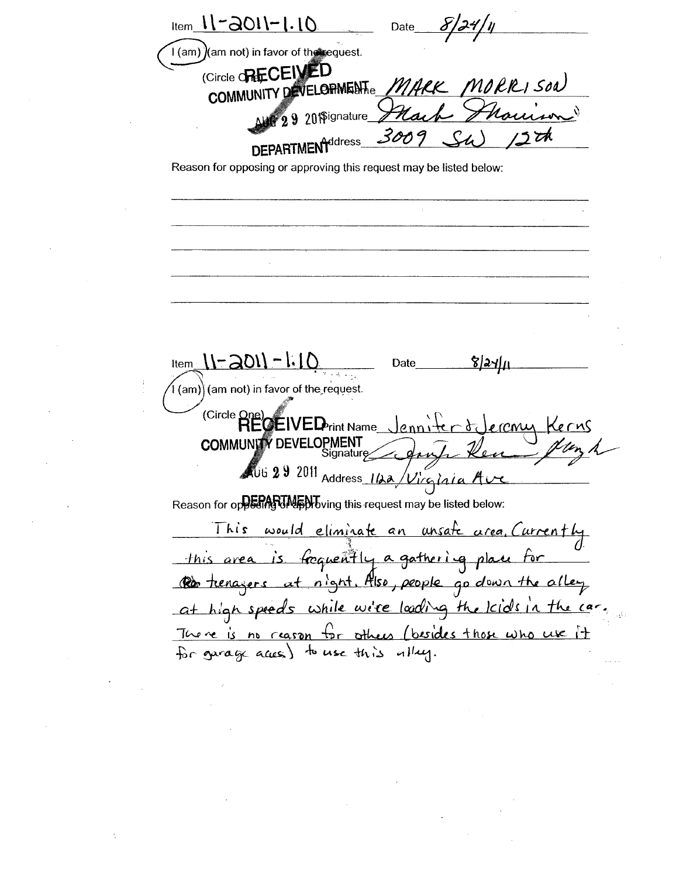Item 11-2011-1.10 Date 8/24/11

I (am) (am not) in favor of the request.

(Circle One)

RECEIVED
COMMUNITY DEVELOPMENT
AUG 29 2011
DEPARTMENT

Print Name MARK MORRISON

Signature Mark Morrison

Address 3009 SW 12th

Reason for opposing or approving this request may be listed below:

---

Item 11-2011-1.10 Date 8/24/11

I (am) (am not) in favor of the request.

(Circle One)

RECEIVED
COMMUNITY DEVELOPMENT
AUG 29 2011
DEPARTMENT

Print Name Jennifer & Jeremy Kerns

Signature

Address 122 Virginia Ave

Reason for opposing or approving this request may be listed below:

This would eliminate an unsafe area. Currently this area is frequently a gathering place for teenagers at night. Also, people go down the alley at high speeds while we're loading the kids in the car. There is no reason for others (besides those who use it for garage access) to use this alley.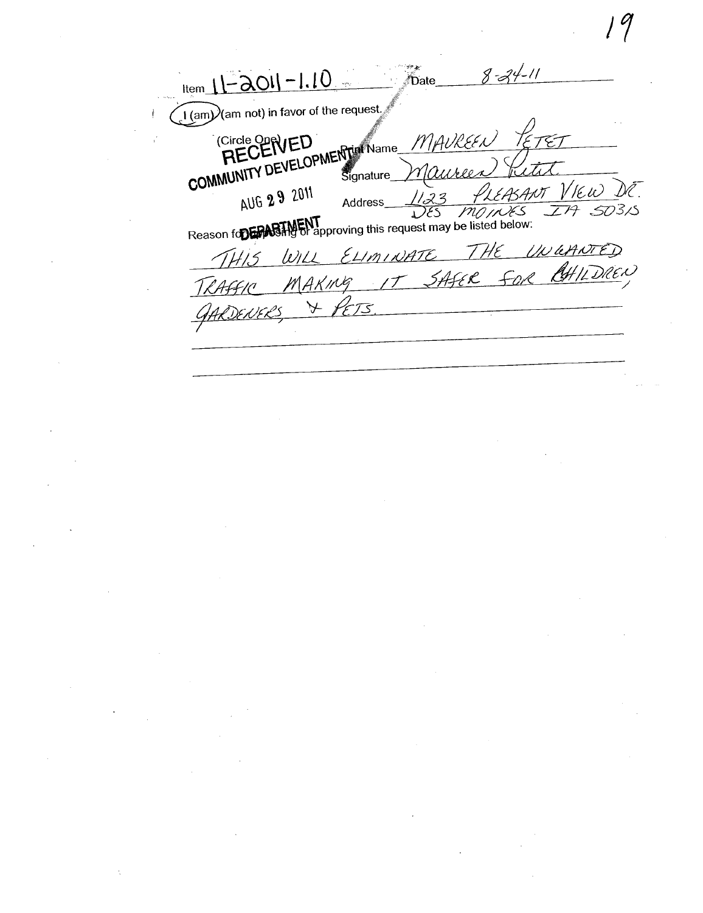Item 11-2011-1.10 Date 8-24-11

I (am) (am not) in favor of the request.

(Circle One)

RECEIVED
COMMUNITY DEVELOPMENT
AUG 29 2011
DEPARTMENT

Print Name MAUREEN PETET

Signature Maureen Petit

Address 1123 PLEASANT VIEW DR.
DES MOINES IA 50315

Reason for opposing or approving this request may be listed below:

THIS WILL ELIMINATE THE UNWANTED TRAFFIC MAKING IT SAFER FOR CHILDREN, GARDENERS, & PETS.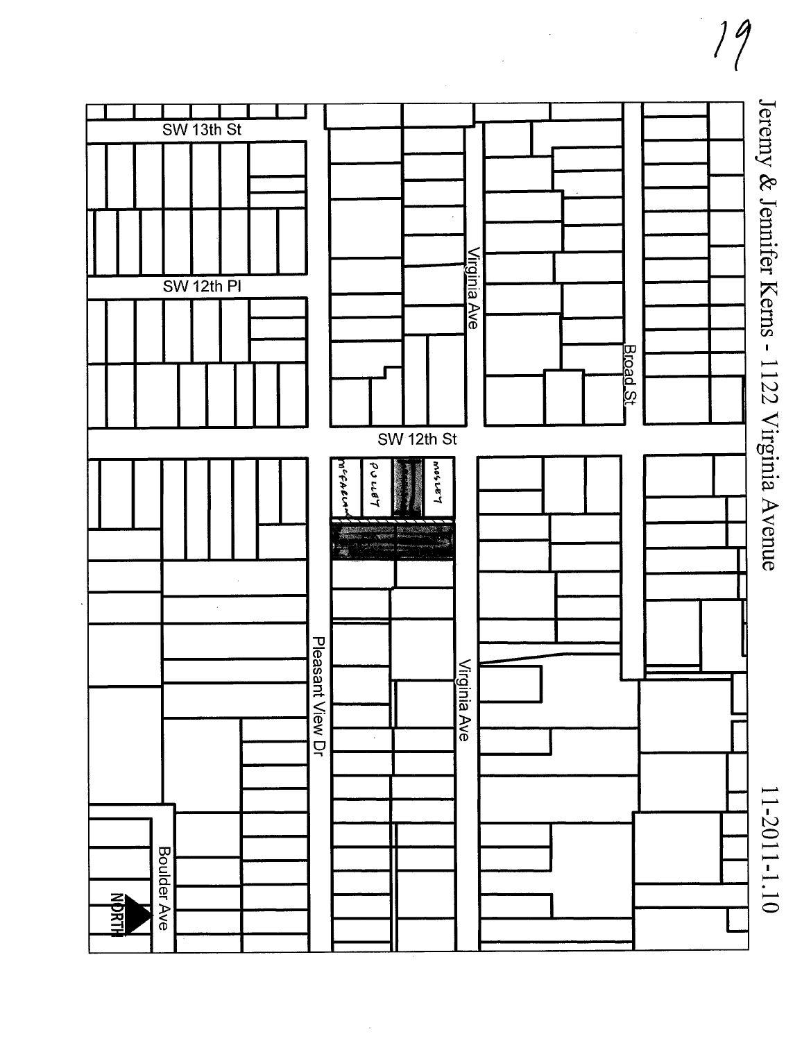Jeremy & Jennifer Kerns - 1122 Virginia Avenue

11-2011-1.10

SW 13th St

SW 12th Pl

SW 12th St

Virginia Ave

Broad St

Pleasant View Dr

Boulder Ave

McFarland

Pullet

Mosley

NORTH